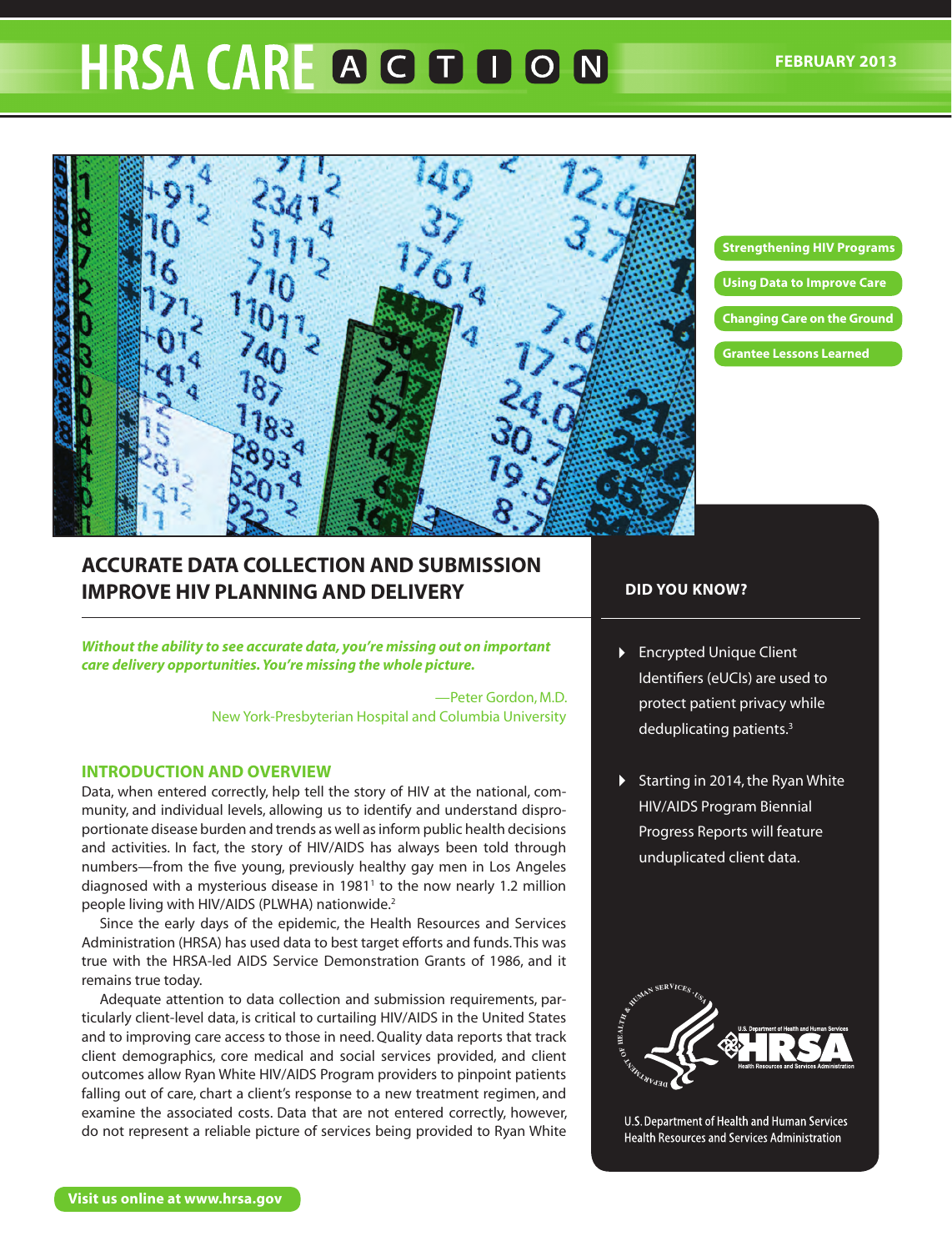# HRSA CARE ACTION

FEBRUARY 2013

- Strengthening HIV Programs
- Using Data to Improve Care
- Changing Care on the Ground
- Grantee Lessons Learned

## ACCURATE DATA COLLECTION AND SUBMISSION IMPROVE HIV PLANNING AND DELIVERY

***Without the ability to see accurate data, you're missing out on important care delivery opportunities. You're missing the whole picture.***

—Peter Gordon, M.D.
New York-Presbyterian Hospital and Columbia University

### INTRODUCTION AND OVERVIEW

Data, when entered correctly, help tell the story of HIV at the national, community, and individual levels, allowing us to identify and understand disproportionate disease burden and trends as well as inform public health decisions and activities. In fact, the story of HIV/AIDS has always been told through numbers—from the five young, previously healthy gay men in Los Angeles diagnosed with a mysterious disease in 1981[1] to the now nearly 1.2 million people living with HIV/AIDS (PLWHA) nationwide.[2]

Since the early days of the epidemic, the Health Resources and Services Administration (HRSA) has used data to best target efforts and funds. This was true with the HRSA-led AIDS Service Demonstration Grants of 1986, and it remains true today.

Adequate attention to data collection and submission requirements, particularly client-level data, is critical to curtailing HIV/AIDS in the United States and to improving care access to those in need. Quality data reports that track client demographics, core medical and social services provided, and client outcomes allow Ryan White HIV/AIDS Program providers to pinpoint patients falling out of care, chart a client's response to a new treatment regimen, and examine the associated costs. Data that are not entered correctly, however, do not represent a reliable picture of services being provided to Ryan White

### DID YOU KNOW?

- Encrypted Unique Client Identifiers (eUCIs) are used to protect patient privacy while deduplicating patients.[3]
- Starting in 2014, the Ryan White HIV/AIDS Program Biennial Progress Reports will feature unduplicated client data.

U.S. Department of Health and Human Services
Health Resources and Services Administration

Visit us online at www.hrsa.gov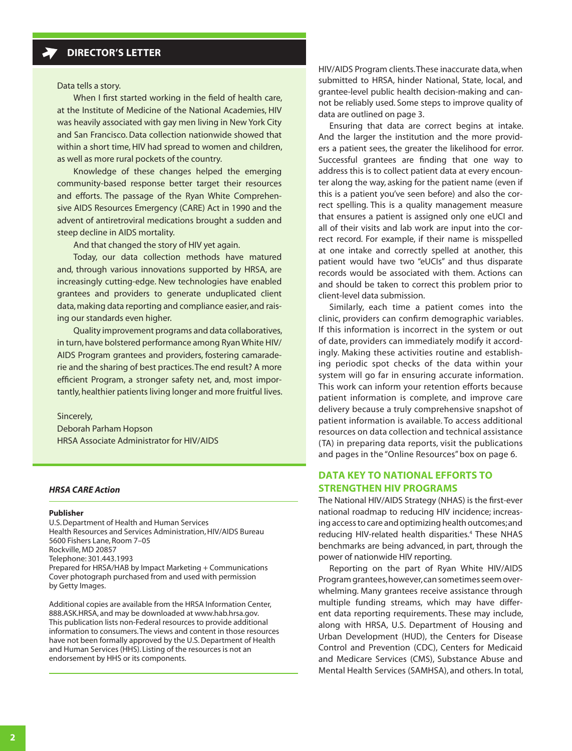## DIRECTOR'S LETTER

Data tells a story.

When I first started working in the field of health care, at the Institute of Medicine of the National Academies, HIV was heavily associated with gay men living in New York City and San Francisco. Data collection nationwide showed that within a short time, HIV had spread to women and children, as well as more rural pockets of the country.

Knowledge of these changes helped the emerging community-based response better target their resources and efforts. The passage of the Ryan White Comprehensive AIDS Resources Emergency (CARE) Act in 1990 and the advent of antiretroviral medications brought a sudden and steep decline in AIDS mortality.

And that changed the story of HIV yet again.

Today, our data collection methods have matured and, through various innovations supported by HRSA, are increasingly cutting-edge. New technologies have enabled grantees and providers to generate unduplicated client data, making data reporting and compliance easier, and raising our standards even higher.

Quality improvement programs and data collaboratives, in turn, have bolstered performance among Ryan White HIV/AIDS Program grantees and providers, fostering camaraderie and the sharing of best practices. The end result? A more efficient Program, a stronger safety net, and, most importantly, healthier patients living longer and more fruitful lives.

Sincerely,
Deborah Parham Hopson
HRSA Associate Administrator for HIV/AIDS

***HRSA CARE Action***

**Publisher**
U.S. Department of Health and Human Services
Health Resources and Services Administration, HIV/AIDS Bureau
5600 Fishers Lane, Room 7–05
Rockville, MD 20857
Telephone: 301.443.1993
Prepared for HRSA/HAB by Impact Marketing + Communications
Cover photograph purchased from and used with permission by Getty Images.

Additional copies are available from the HRSA Information Center, 888.ASK.HRSA, and may be downloaded at www.hab.hrsa.gov. This publication lists non-Federal resources to provide additional information to consumers. The views and content in those resources have not been formally approved by the U.S. Department of Health and Human Services (HHS). Listing of the resources is not an endorsement by HHS or its components.

HIV/AIDS Program clients. These inaccurate data, when submitted to HRSA, hinder National, State, local, and grantee-level public health decision-making and cannot be reliably used. Some steps to improve quality of data are outlined on page 3.

Ensuring that data are correct begins at intake. And the larger the institution and the more providers a patient sees, the greater the likelihood for error. Successful grantees are finding that one way to address this is to collect patient data at every encounter along the way, asking for the patient name (even if this is a patient you've seen before) and also the correct spelling. This is a quality management measure that ensures a patient is assigned only one eUCI and all of their visits and lab work are input into the correct record. For example, if their name is misspelled at one intake and correctly spelled at another, this patient would have two "eUCIs" and thus disparate records would be associated with them. Actions can and should be taken to correct this problem prior to client-level data submission.

Similarly, each time a patient comes into the clinic, providers can confirm demographic variables. If this information is incorrect in the system or out of date, providers can immediately modify it accordingly. Making these activities routine and establishing periodic spot checks of the data within your system will go far in ensuring accurate information. This work can inform your retention efforts because patient information is complete, and improve care delivery because a truly comprehensive snapshot of patient information is available. To access additional resources on data collection and technical assistance (TA) in preparing data reports, visit the publications and pages in the "Online Resources" box on page 6.

## DATA KEY TO NATIONAL EFFORTS TO STRENGTHEN HIV PROGRAMS

The National HIV/AIDS Strategy (NHAS) is the first-ever national roadmap to reducing HIV incidence; increasing access to care and optimizing health outcomes; and reducing HIV-related health disparities.[4] These NHAS benchmarks are being advanced, in part, through the power of nationwide HIV reporting.

Reporting on the part of Ryan White HIV/AIDS Program grantees, however, can sometimes seem overwhelming. Many grantees receive assistance through multiple funding streams, which may have different data reporting requirements. These may include, along with HRSA, U.S. Department of Housing and Urban Development (HUD), the Centers for Disease Control and Prevention (CDC), Centers for Medicaid and Medicare Services (CMS), Substance Abuse and Mental Health Services (SAMHSA), and others. In total,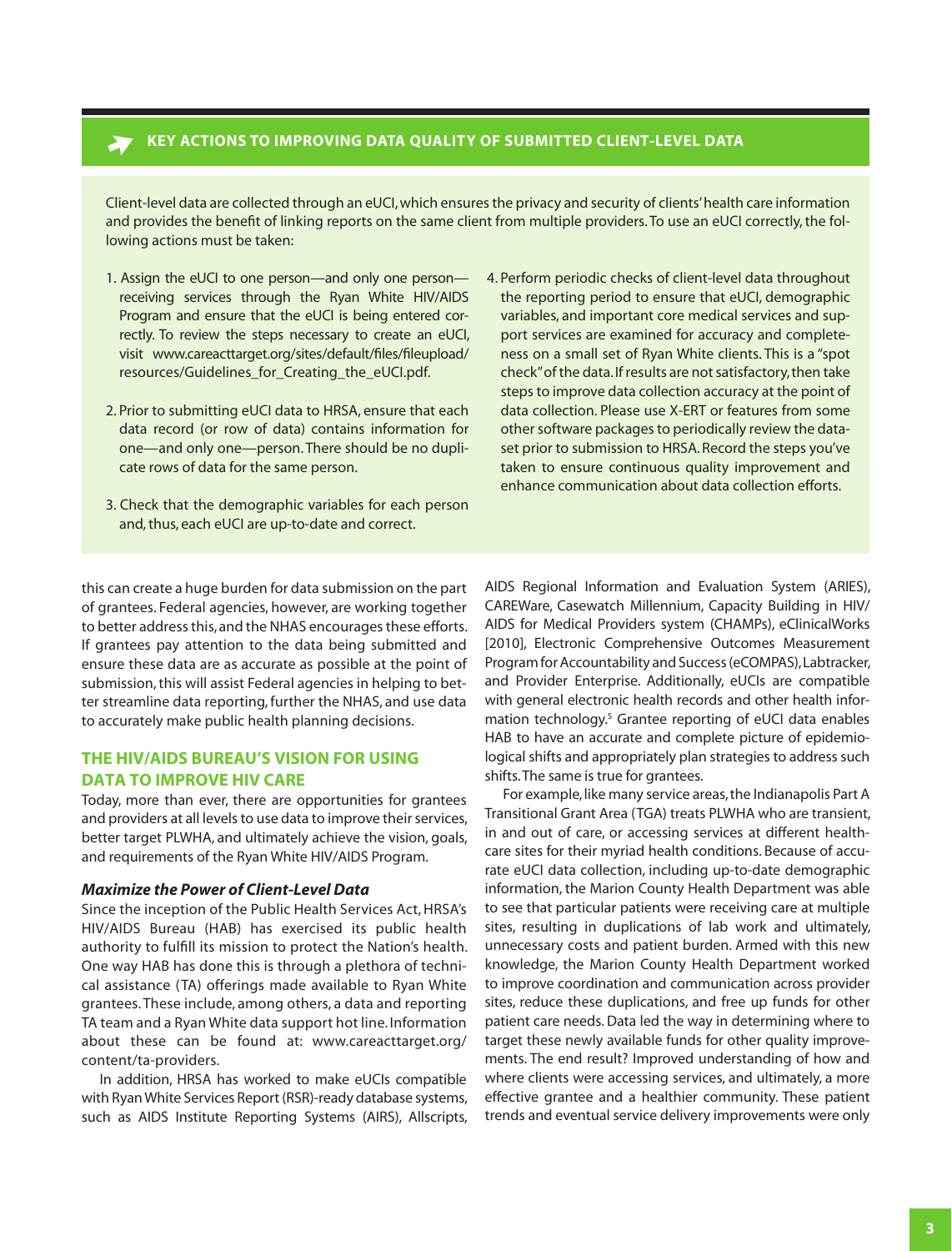## KEY ACTIONS TO IMPROVING DATA QUALITY OF SUBMITTED CLIENT-LEVEL DATA

Client-level data are collected through an eUCI, which ensures the privacy and security of clients' health care information and provides the benefit of linking reports on the same client from multiple providers. To use an eUCI correctly, the following actions must be taken:

1. Assign the eUCI to one person—and only one person—receiving services through the Ryan White HIV/AIDS Program and ensure that the eUCI is being entered correctly. To review the steps necessary to create an eUCI, visit www.careacttarget.org/sites/default/files/fileupload/resources/Guidelines_for_Creating_the_eUCI.pdf.
2. Prior to submitting eUCI data to HRSA, ensure that each data record (or row of data) contains information for one—and only one—person. There should be no duplicate rows of data for the same person.
3. Check that the demographic variables for each person and, thus, each eUCI are up-to-date and correct.
4. Perform periodic checks of client-level data throughout the reporting period to ensure that eUCI, demographic variables, and important core medical services and support services are examined for accuracy and completeness on a small set of Ryan White clients. This is a "spot check" of the data. If results are not satisfactory, then take steps to improve data collection accuracy at the point of data collection. Please use X-ERT or features from some other software packages to periodically review the dataset prior to submission to HRSA. Record the steps you've taken to ensure continuous quality improvement and enhance communication about data collection efforts.

this can create a huge burden for data submission on the part of grantees. Federal agencies, however, are working together to better address this, and the NHAS encourages these efforts. If grantees pay attention to the data being submitted and ensure these data are as accurate as possible at the point of submission, this will assist Federal agencies in helping to better streamline data reporting, further the NHAS, and use data to accurately make public health planning decisions.

## THE HIV/AIDS BUREAU'S VISION FOR USING DATA TO IMPROVE HIV CARE

Today, more than ever, there are opportunities for grantees and providers at all levels to use data to improve their services, better target PLWHA, and ultimately achieve the vision, goals, and requirements of the Ryan White HIV/AIDS Program.

### *Maximize the Power of Client-Level Data*

Since the inception of the Public Health Services Act, HRSA's HIV/AIDS Bureau (HAB) has exercised its public health authority to fulfill its mission to protect the Nation's health. One way HAB has done this is through a plethora of technical assistance (TA) offerings made available to Ryan White grantees. These include, among others, a data and reporting TA team and a Ryan White data support hot line. Information about these can be found at: www.careacttarget.org/content/ta-providers.

In addition, HRSA has worked to make eUCIs compatible with Ryan White Services Report (RSR)-ready database systems, such as AIDS Institute Reporting Systems (AIRS), Allscripts, AIDS Regional Information and Evaluation System (ARIES), CAREWare, Casewatch Millennium, Capacity Building in HIV/AIDS for Medical Providers system (CHAMPs), eClinicalWorks [2010], Electronic Comprehensive Outcomes Measurement Program for Accountability and Success (eCOMPAS), Labtracker, and Provider Enterprise. Additionally, eUCIs are compatible with general electronic health records and other health information technology.[5] Grantee reporting of eUCI data enables HAB to have an accurate and complete picture of epidemiological shifts and appropriately plan strategies to address such shifts. The same is true for grantees.

For example, like many service areas, the Indianapolis Part A Transitional Grant Area (TGA) treats PLWHA who are transient, in and out of care, or accessing services at different health-care sites for their myriad health conditions. Because of accurate eUCI data collection, including up-to-date demographic information, the Marion County Health Department was able to see that particular patients were receiving care at multiple sites, resulting in duplications of lab work and ultimately, unnecessary costs and patient burden. Armed with this new knowledge, the Marion County Health Department worked to improve coordination and communication across provider sites, reduce these duplications, and free up funds for other patient care needs. Data led the way in determining where to target these newly available funds for other quality improvements. The end result? Improved understanding of how and where clients were accessing services, and ultimately, a more effective grantee and a healthier community. These patient trends and eventual service delivery improvements were only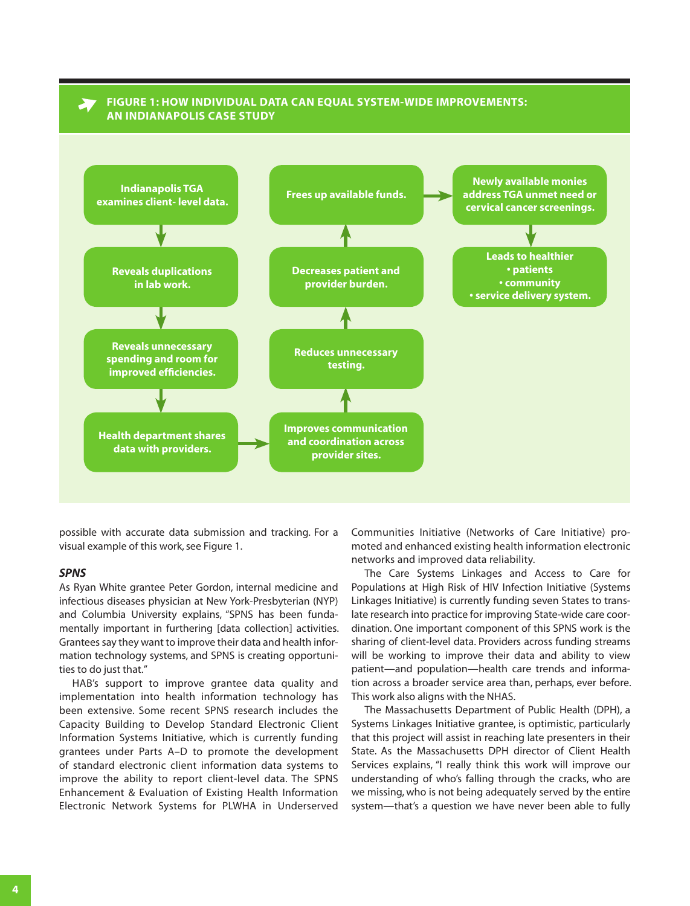**FIGURE 1: HOW INDIVIDUAL DATA CAN EQUAL SYSTEM-WIDE IMPROVEMENTS: AN INDIANAPOLIS CASE STUDY**

- Indianapolis TGA examines client- level data.
- Reveals duplications in lab work.
- Reveals unnecessary spending and room for improved efficiencies.
- Health department shares data with providers.
- Improves communication and coordination across provider sites.
- Reduces unnecessary testing.
- Decreases patient and provider burden.
- Frees up available funds.
- Newly available monies address TGA unmet need or cervical cancer screenings.
- Leads to healthier
  - patients
  - community
  - service delivery system.

possible with accurate data submission and tracking. For a visual example of this work, see Figure 1.

### *SPNS*

As Ryan White grantee Peter Gordon, internal medicine and infectious diseases physician at New York-Presbyterian (NYP) and Columbia University explains, "SPNS has been fundamentally important in furthering [data collection] activities. Grantees say they want to improve their data and health information technology systems, and SPNS is creating opportunities to do just that."

HAB's support to improve grantee data quality and implementation into health information technology has been extensive. Some recent SPNS research includes the Capacity Building to Develop Standard Electronic Client Information Systems Initiative, which is currently funding grantees under Parts A–D to promote the development of standard electronic client information data systems to improve the ability to report client-level data. The SPNS Enhancement & Evaluation of Existing Health Information Electronic Network Systems for PLWHA in Underserved Communities Initiative (Networks of Care Initiative) promoted and enhanced existing health information electronic networks and improved data reliability.

The Care Systems Linkages and Access to Care for Populations at High Risk of HIV Infection Initiative (Systems Linkages Initiative) is currently funding seven States to translate research into practice for improving State-wide care coordination. One important component of this SPNS work is the sharing of client-level data. Providers across funding streams will be working to improve their data and ability to view patient—and population—health care trends and information across a broader service area than, perhaps, ever before. This work also aligns with the NHAS.

The Massachusetts Department of Public Health (DPH), a Systems Linkages Initiative grantee, is optimistic, particularly that this project will assist in reaching late presenters in their State. As the Massachusetts DPH director of Client Health Services explains, "I really think this work will improve our understanding of who's falling through the cracks, who are we missing, who is not being adequately served by the entire system—that's a question we have never been able to fully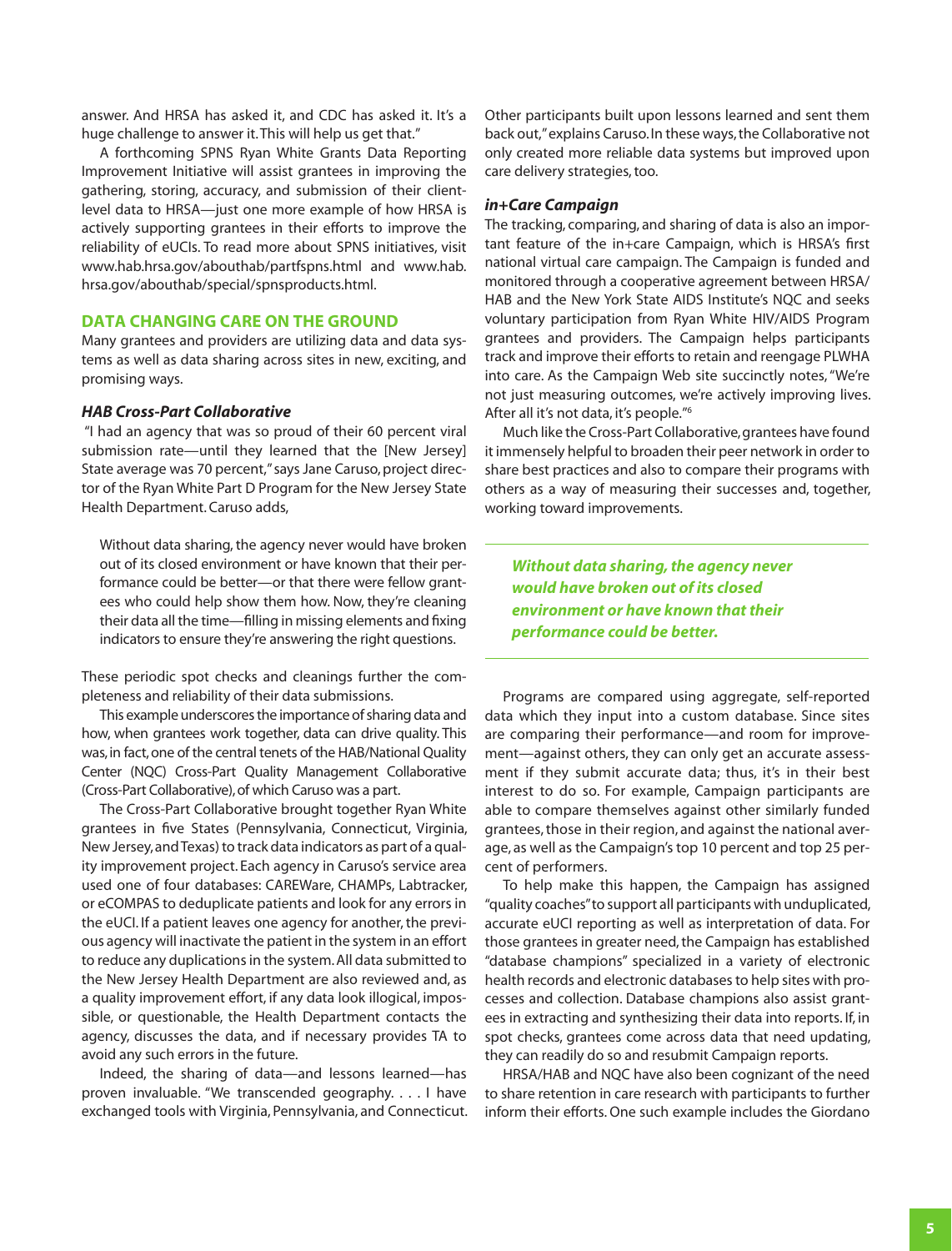answer. And HRSA has asked it, and CDC has asked it. It's a huge challenge to answer it. This will help us get that."

A forthcoming SPNS Ryan White Grants Data Reporting Improvement Initiative will assist grantees in improving the gathering, storing, accuracy, and submission of their client-level data to HRSA—just one more example of how HRSA is actively supporting grantees in their efforts to improve the reliability of eUCIs. To read more about SPNS initiatives, visit www.hab.hrsa.gov/abouthab/partfspns.html and www.hab.hrsa.gov/abouthab/special/spnsproducts.html.

## DATA CHANGING CARE ON THE GROUND

Many grantees and providers are utilizing data and data systems as well as data sharing across sites in new, exciting, and promising ways.

### *HAB Cross-Part Collaborative*

"I had an agency that was so proud of their 60 percent viral submission rate—until they learned that the [New Jersey] State average was 70 percent," says Jane Caruso, project director of the Ryan White Part D Program for the New Jersey State Health Department. Caruso adds,

> Without data sharing, the agency never would have broken out of its closed environment or have known that their performance could be better—or that there were fellow grantees who could help show them how. Now, they're cleaning their data all the time—filling in missing elements and fixing indicators to ensure they're answering the right questions.

These periodic spot checks and cleanings further the completeness and reliability of their data submissions.

This example underscores the importance of sharing data and how, when grantees work together, data can drive quality. This was, in fact, one of the central tenets of the HAB/National Quality Center (NQC) Cross-Part Quality Management Collaborative (Cross-Part Collaborative), of which Caruso was a part.

The Cross-Part Collaborative brought together Ryan White grantees in five States (Pennsylvania, Connecticut, Virginia, New Jersey, and Texas) to track data indicators as part of a quality improvement project. Each agency in Caruso's service area used one of four databases: CAREWare, CHAMPs, Labtracker, or eCOMPAS to deduplicate patients and look for any errors in the eUCI. If a patient leaves one agency for another, the previous agency will inactivate the patient in the system in an effort to reduce any duplications in the system. All data submitted to the New Jersey Health Department are also reviewed and, as a quality improvement effort, if any data look illogical, impossible, or questionable, the Health Department contacts the agency, discusses the data, and if necessary provides TA to avoid any such errors in the future.

Indeed, the sharing of data—and lessons learned—has proven invaluable. "We transcended geography. . . . I have exchanged tools with Virginia, Pennsylvania, and Connecticut. Other participants built upon lessons learned and sent them back out," explains Caruso. In these ways, the Collaborative not only created more reliable data systems but improved upon care delivery strategies, too.

### *in+Care Campaign*

The tracking, comparing, and sharing of data is also an important feature of the in+care Campaign, which is HRSA's first national virtual care campaign. The Campaign is funded and monitored through a cooperative agreement between HRSA/HAB and the New York State AIDS Institute's NQC and seeks voluntary participation from Ryan White HIV/AIDS Program grantees and providers. The Campaign helps participants track and improve their efforts to retain and reengage PLWHA into care. As the Campaign Web site succinctly notes, "We're not just measuring outcomes, we're actively improving lives. After all it's not data, it's people."[6]

Much like the Cross-Part Collaborative, grantees have found it immensely helpful to broaden their peer network in order to share best practices and also to compare their programs with others as a way of measuring their successes and, together, working toward improvements.

***Without data sharing, the agency never would have broken out of its closed environment or have known that their performance could be better.***

Programs are compared using aggregate, self-reported data which they input into a custom database. Since sites are comparing their performance—and room for improvement—against others, they can only get an accurate assessment if they submit accurate data; thus, it's in their best interest to do so. For example, Campaign participants are able to compare themselves against other similarly funded grantees, those in their region, and against the national average, as well as the Campaign's top 10 percent and top 25 percent of performers.

To help make this happen, the Campaign has assigned "quality coaches" to support all participants with unduplicated, accurate eUCI reporting as well as interpretation of data. For those grantees in greater need, the Campaign has established "database champions" specialized in a variety of electronic health records and electronic databases to help sites with processes and collection. Database champions also assist grantees in extracting and synthesizing their data into reports. If, in spot checks, grantees come across data that need updating, they can readily do so and resubmit Campaign reports.

HRSA/HAB and NQC have also been cognizant of the need to share retention in care research with participants to further inform their efforts. One such example includes the Giordano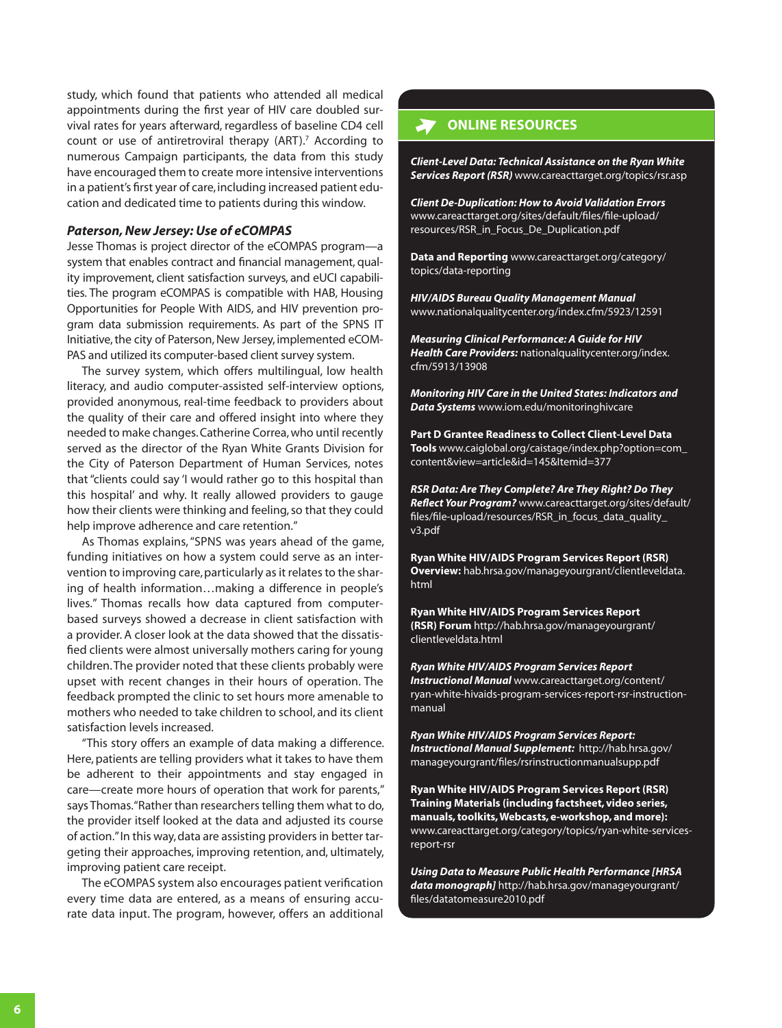study, which found that patients who attended all medical appointments during the first year of HIV care doubled survival rates for years afterward, regardless of baseline CD4 cell count or use of antiretroviral therapy (ART).[7] According to numerous Campaign participants, the data from this study have encouraged them to create more intensive interventions in a patient's first year of care, including increased patient education and dedicated time to patients during this window.

### *Paterson, New Jersey: Use of eCOMPAS*

Jesse Thomas is project director of the eCOMPAS program—a system that enables contract and financial management, quality improvement, client satisfaction surveys, and eUCI capabilities. The program eCOMPAS is compatible with HAB, Housing Opportunities for People With AIDS, and HIV prevention program data submission requirements. As part of the SPNS IT Initiative, the city of Paterson, New Jersey, implemented eCOMPAS and utilized its computer-based client survey system.

The survey system, which offers multilingual, low health literacy, and audio computer-assisted self-interview options, provided anonymous, real-time feedback to providers about the quality of their care and offered insight into where they needed to make changes. Catherine Correa, who until recently served as the director of the Ryan White Grants Division for the City of Paterson Department of Human Services, notes that "clients could say 'I would rather go to this hospital than this hospital' and why. It really allowed providers to gauge how their clients were thinking and feeling, so that they could help improve adherence and care retention."

As Thomas explains, "SPNS was years ahead of the game, funding initiatives on how a system could serve as an intervention to improving care, particularly as it relates to the sharing of health information…making a difference in people's lives." Thomas recalls how data captured from computer-based surveys showed a decrease in client satisfaction with a provider. A closer look at the data showed that the dissatisfied clients were almost universally mothers caring for young children. The provider noted that these clients probably were upset with recent changes in their hours of operation. The feedback prompted the clinic to set hours more amenable to mothers who needed to take children to school, and its client satisfaction levels increased.

"This story offers an example of data making a difference. Here, patients are telling providers what it takes to have them be adherent to their appointments and stay engaged in care—create more hours of operation that work for parents," says Thomas. "Rather than researchers telling them what to do, the provider itself looked at the data and adjusted its course of action." In this way, data are assisting providers in better targeting their approaches, improving retention, and, ultimately, improving patient care receipt.

The eCOMPAS system also encourages patient verification every time data are entered, as a means of ensuring accurate data input. The program, however, offers an additional

## ONLINE RESOURCES

***Client-Level Data: Technical Assistance on the Ryan White Services Report (RSR)*** www.careacttarget.org/topics/rsr.asp

***Client De-Duplication: How to Avoid Validation Errors*** www.careacttarget.org/sites/default/files/file-upload/resources/RSR_in_Focus_De_Duplication.pdf

**Data and Reporting** www.careacttarget.org/category/topics/data-reporting

***HIV/AIDS Bureau Quality Management Manual*** www.nationalqualitycenter.org/index.cfm/5923/12591

***Measuring Clinical Performance: A Guide for HIV Health Care Providers:*** nationalqualitycenter.org/index.cfm/5913/13908

***Monitoring HIV Care in the United States: Indicators and Data Systems*** www.iom.edu/monitoringhivcare

**Part D Grantee Readiness to Collect Client-Level Data Tools** www.caiglobal.org/caistage/index.php?option=com_content&view=article&id=145&Itemid=377

***RSR Data: Are They Complete? Are They Right? Do They Reflect Your Program?*** www.careacttarget.org/sites/default/files/file-upload/resources/RSR_in_focus_data_quality_v3.pdf

**Ryan White HIV/AIDS Program Services Report (RSR) Overview:** hab.hrsa.gov/manageyourgrant/clientleveldata.html

**Ryan White HIV/AIDS Program Services Report (RSR) Forum** http://hab.hrsa.gov/manageyourgrant/clientleveldata.html

***Ryan White HIV/AIDS Program Services Report Instructional Manual*** www.careacttarget.org/content/ryan-white-hivaids-program-services-report-rsr-instruction-manual

***Ryan White HIV/AIDS Program Services Report: Instructional Manual Supplement:*** http://hab.hrsa.gov/manageyourgrant/files/rsrinstructionmanualsupp.pdf

**Ryan White HIV/AIDS Program Services Report (RSR) Training Materials (including factsheet, video series, manuals, toolkits, Webcasts, e-workshop, and more):** www.careacttarget.org/category/topics/ryan-white-services-report-rsr

***Using Data to Measure Public Health Performance [HRSA data monograph]*** http://hab.hrsa.gov/manageyourgrant/files/datatomeasure2010.pdf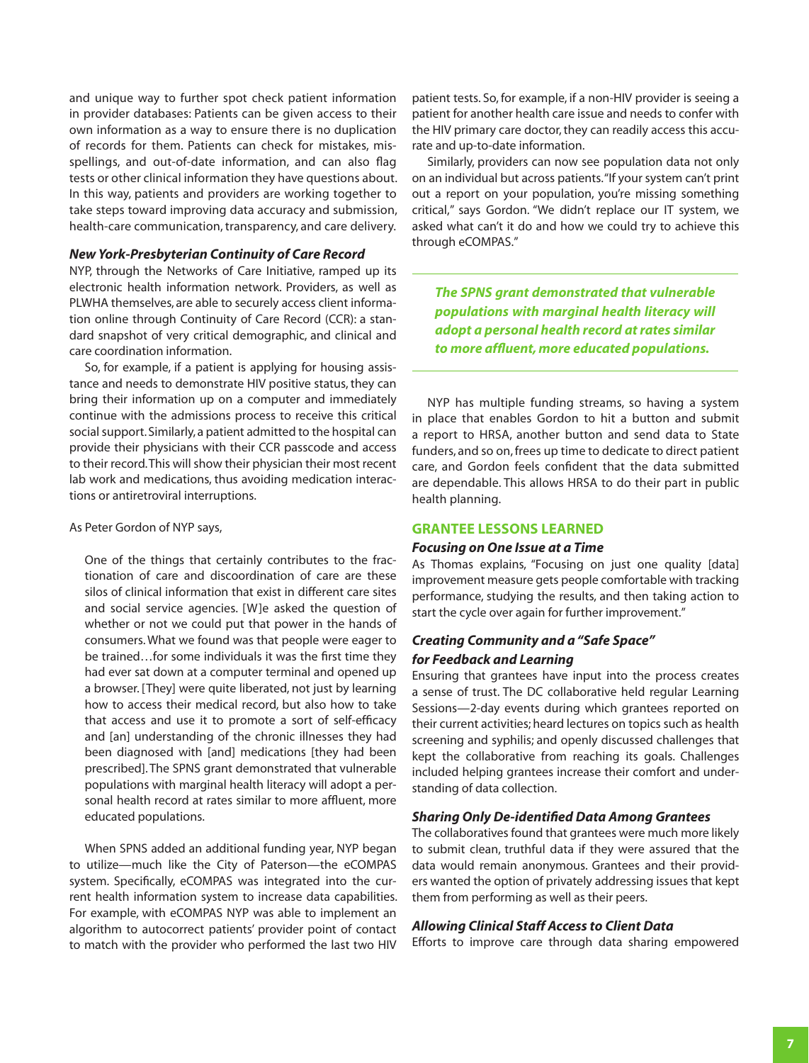and unique way to further spot check patient information in provider databases: Patients can be given access to their own information as a way to ensure there is no duplication of records for them. Patients can check for mistakes, misspellings, and out-of-date information, and can also flag tests or other clinical information they have questions about. In this way, patients and providers are working together to take steps toward improving data accuracy and submission, health-care communication, transparency, and care delivery.

#### *New York-Presbyterian Continuity of Care Record*

NYP, through the Networks of Care Initiative, ramped up its electronic health information network. Providers, as well as PLWHA themselves, are able to securely access client information online through Continuity of Care Record (CCR): a standard snapshot of very critical demographic, and clinical and care coordination information.

So, for example, if a patient is applying for housing assistance and needs to demonstrate HIV positive status, they can bring their information up on a computer and immediately continue with the admissions process to receive this critical social support. Similarly, a patient admitted to the hospital can provide their physicians with their CCR passcode and access to their record. This will show their physician their most recent lab work and medications, thus avoiding medication interactions or antiretroviral interruptions.

As Peter Gordon of NYP says,

> One of the things that certainly contributes to the fractionation of care and discoordination of care are these silos of clinical information that exist in different care sites and social service agencies. [W]e asked the question of whether or not we could put that power in the hands of consumers. What we found was that people were eager to be trained…for some individuals it was the first time they had ever sat down at a computer terminal and opened up a browser. [They] were quite liberated, not just by learning how to access their medical record, but also how to take that access and use it to promote a sort of self-efficacy and [an] understanding of the chronic illnesses they had been diagnosed with [and] medications [they had been prescribed]. The SPNS grant demonstrated that vulnerable populations with marginal health literacy will adopt a personal health record at rates similar to more affluent, more educated populations.

When SPNS added an additional funding year, NYP began to utilize—much like the City of Paterson—the eCOMPAS system. Specifically, eCOMPAS was integrated into the current health information system to increase data capabilities. For example, with eCOMPAS NYP was able to implement an algorithm to autocorrect patients' provider point of contact to match with the provider who performed the last two HIV patient tests. So, for example, if a non-HIV provider is seeing a patient for another health care issue and needs to confer with the HIV primary care doctor, they can readily access this accurate and up-to-date information.

Similarly, providers can now see population data not only on an individual but across patients. "If your system can't print out a report on your population, you're missing something critical," says Gordon. "We didn't replace our IT system, we asked what can't it do and how we could try to achieve this through eCOMPAS."

> ***The SPNS grant demonstrated that vulnerable populations with marginal health literacy will adopt a personal health record at rates similar to more affluent, more educated populations.***

NYP has multiple funding streams, so having a system in place that enables Gordon to hit a button and submit a report to HRSA, another button and send data to State funders, and so on, frees up time to dedicate to direct patient care, and Gordon feels confident that the data submitted are dependable. This allows HRSA to do their part in public health planning.

### GRANTEE LESSONS LEARNED

#### *Focusing on One Issue at a Time*

As Thomas explains, "Focusing on just one quality [data] improvement measure gets people comfortable with tracking performance, studying the results, and then taking action to start the cycle over again for further improvement."

#### *Creating Community and a "Safe Space" for Feedback and Learning*

Ensuring that grantees have input into the process creates a sense of trust. The DC collaborative held regular Learning Sessions—2-day events during which grantees reported on their current activities; heard lectures on topics such as health screening and syphilis; and openly discussed challenges that kept the collaborative from reaching its goals. Challenges included helping grantees increase their comfort and understanding of data collection.

#### *Sharing Only De-identified Data Among Grantees*

The collaboratives found that grantees were much more likely to submit clean, truthful data if they were assured that the data would remain anonymous. Grantees and their providers wanted the option of privately addressing issues that kept them from performing as well as their peers.

#### *Allowing Clinical Staff Access to Client Data*

Efforts to improve care through data sharing empowered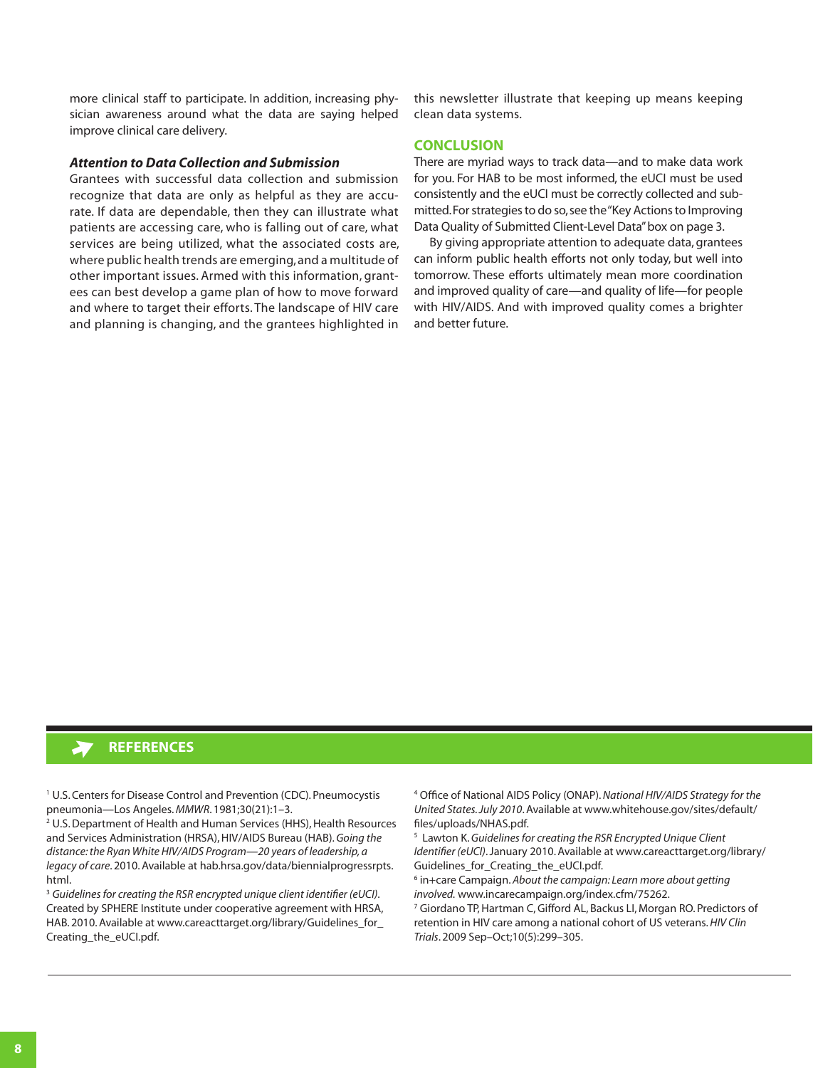more clinical staff to participate. In addition, increasing physician awareness around what the data are saying helped improve clinical care delivery.

### *Attention to Data Collection and Submission*

Grantees with successful data collection and submission recognize that data are only as helpful as they are accurate. If data are dependable, then they can illustrate what patients are accessing care, who is falling out of care, what services are being utilized, what the associated costs are, where public health trends are emerging, and a multitude of other important issues. Armed with this information, grantees can best develop a game plan of how to move forward and where to target their efforts. The landscape of HIV care and planning is changing, and the grantees highlighted in this newsletter illustrate that keeping up means keeping clean data systems.

## CONCLUSION

There are myriad ways to track data—and to make data work for you. For HAB to be most informed, the eUCI must be used consistently and the eUCI must be correctly collected and submitted. For strategies to do so, see the "Key Actions to Improving Data Quality of Submitted Client-Level Data" box on page 3.

By giving appropriate attention to adequate data, grantees can inform public health efforts not only today, but well into tomorrow. These efforts ultimately mean more coordination and improved quality of care—and quality of life—for people with HIV/AIDS. And with improved quality comes a brighter and better future.

## REFERENCES

[1] U.S. Centers for Disease Control and Prevention (CDC). Pneumocystis pneumonia—Los Angeles. *MMWR*. 1981;30(21):1–3.

[2] U.S. Department of Health and Human Services (HHS), Health Resources and Services Administration (HRSA), HIV/AIDS Bureau (HAB). *Going the distance: the Ryan White HIV/AIDS Program—20 years of leadership, a legacy of care*. 2010. Available at hab.hrsa.gov/data/biennialprogressrpts.html.

[3] *Guidelines for creating the RSR encrypted unique client identifier (eUCI)*. Created by SPHERE Institute under cooperative agreement with HRSA, HAB. 2010. Available at www.careacttarget.org/library/Guidelines_for_Creating_the_eUCI.pdf.

[4] Office of National AIDS Policy (ONAP). *National HIV/AIDS Strategy for the United States. July 2010*. Available at www.whitehouse.gov/sites/default/files/uploads/NHAS.pdf.

[5] Lawton K. *Guidelines for creating the RSR Encrypted Unique Client Identifier (eUCI)*. January 2010. Available at www.careacttarget.org/library/Guidelines_for_Creating_the_eUCI.pdf.

[6] in+care Campaign. *About the campaign: Learn more about getting involved.* www.incarecampaign.org/index.cfm/75262.

[7] Giordano TP, Hartman C, Gifford AL, Backus LI, Morgan RO. Predictors of retention in HIV care among a national cohort of US veterans. *HIV Clin Trials*. 2009 Sep–Oct;10(5):299–305.